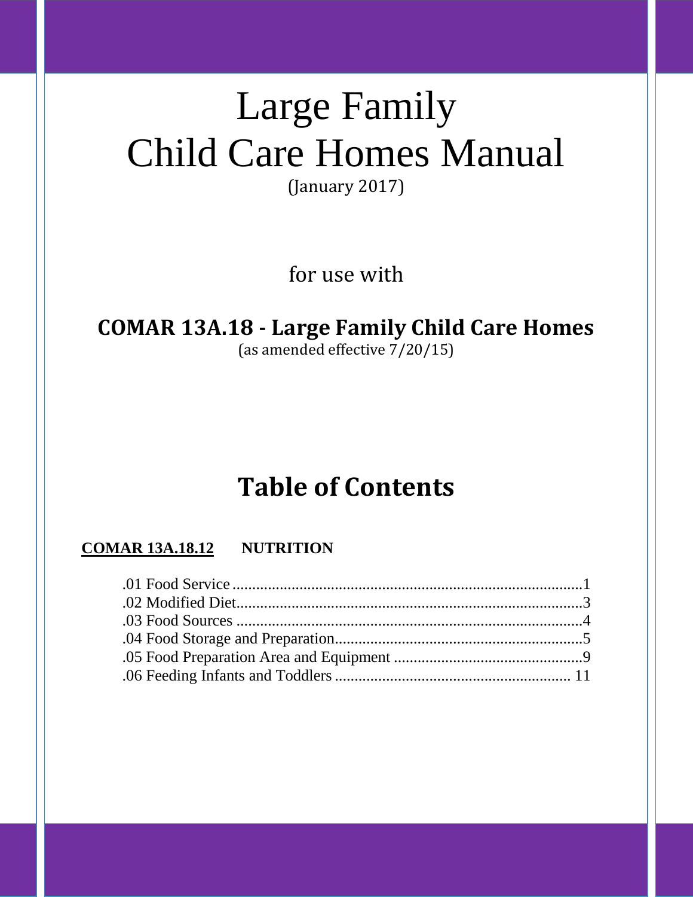# Large Family Child Care Homes Manual

(January 2017)

for use with

**COMAR 13A.18 - Large Family Child Care Homes**

(as amended effective 7/20/15)

## Table of Contents

**COMAR 13A.18.12 NUTRITION**

.01 Food Service ........................................................................................1
.02 Modified Diet.......................................................................................3
.03 Food Sources .......................................................................................4
.04 Food Storage and Preparation...............................................................5
.05 Food Preparation Area and Equipment ................................................9
.06 Feeding Infants and Toddlers ........................................................... 11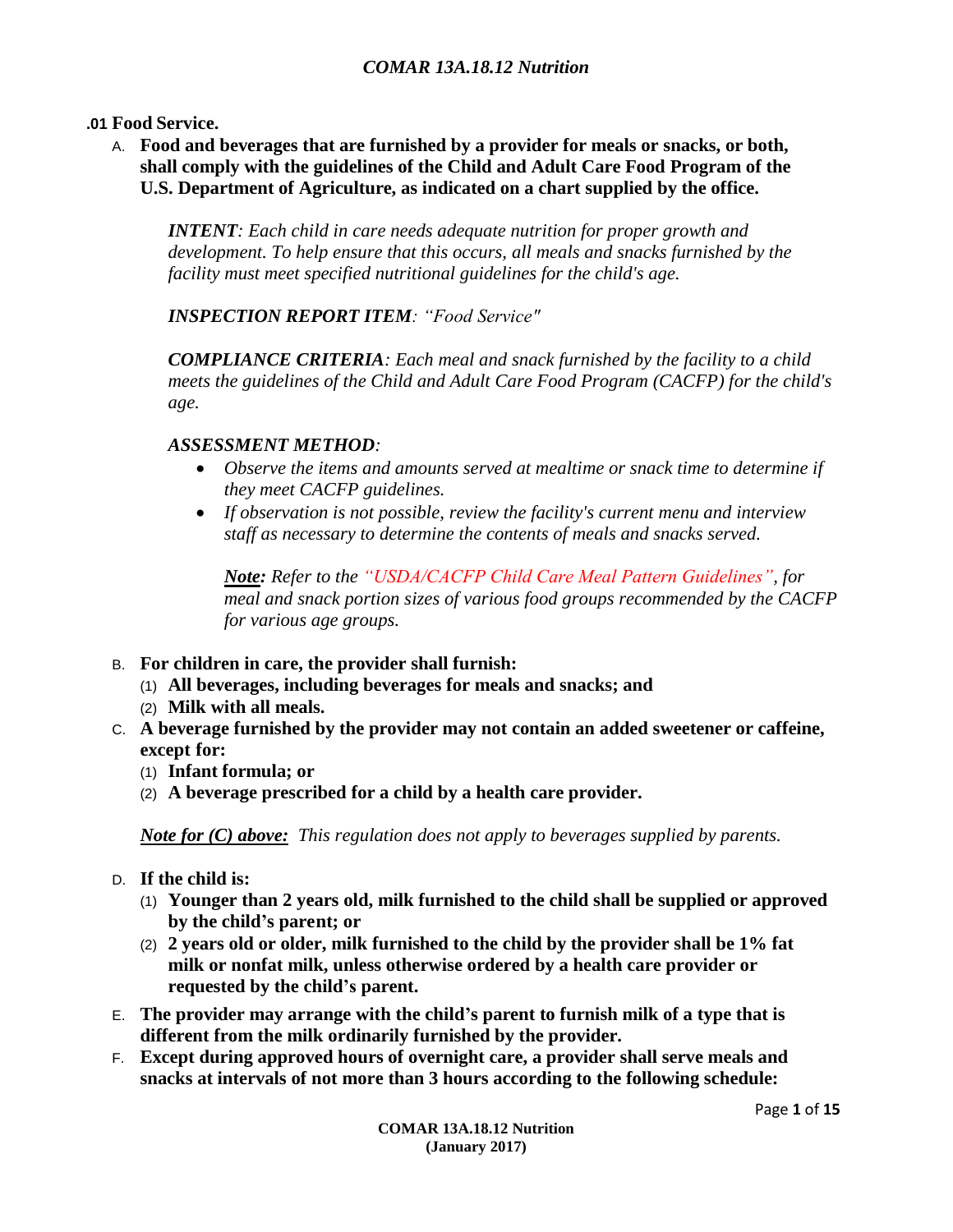# *COMAR 13A.18.12 Nutrition*

**.01 Food Service.**

A. **Food and beverages that are furnished by a provider for meals or snacks, or both, shall comply with the guidelines of the Child and Adult Care Food Program of the U.S. Department of Agriculture, as indicated on a chart supplied by the office.**

> ***INTENT****: Each child in care needs adequate nutrition for proper growth and development. To help ensure that this occurs, all meals and snacks furnished by the facility must meet specified nutritional guidelines for the child's age.*
>
> ***INSPECTION REPORT ITEM****: "Food Service"*
>
> ***COMPLIANCE CRITERIA****: Each meal and snack furnished by the facility to a child meets the guidelines of the Child and Adult Care Food Program (CACFP) for the child's age.*
>
> ***ASSESSMENT METHOD****:*
>
> - *Observe the items and amounts served at mealtime or snack time to determine if they meet CACFP guidelines.*
> - *If observation is not possible, review the facility's current menu and interview staff as necessary to determine the contents of meals and snacks served.*
>
> ***Note:*** *Refer to the "USDA/CACFP Child Care Meal Pattern Guidelines", for meal and snack portion sizes of various food groups recommended by the CACFP for various age groups.*

B. **For children in care, the provider shall furnish:**
   (1) **All beverages, including beverages for meals and snacks; and**
   (2) **Milk with all meals.**

C. **A beverage furnished by the provider may not contain an added sweetener or caffeine, except for:**
   (1) **Infant formula; or**
   (2) **A beverage prescribed for a child by a health care provider.**

***Note for (C) above:*** *This regulation does not apply to beverages supplied by parents.*

D. **If the child is:**
   (1) **Younger than 2 years old, milk furnished to the child shall be supplied or approved by the child's parent; or**
   (2) **2 years old or older, milk furnished to the child by the provider shall be 1% fat milk or nonfat milk, unless otherwise ordered by a health care provider or requested by the child's parent.**

E. **The provider may arrange with the child's parent to furnish milk of a type that is different from the milk ordinarily furnished by the provider.**

F. **Except during approved hours of overnight care, a provider shall serve meals and snacks at intervals of not more than 3 hours according to the following schedule:**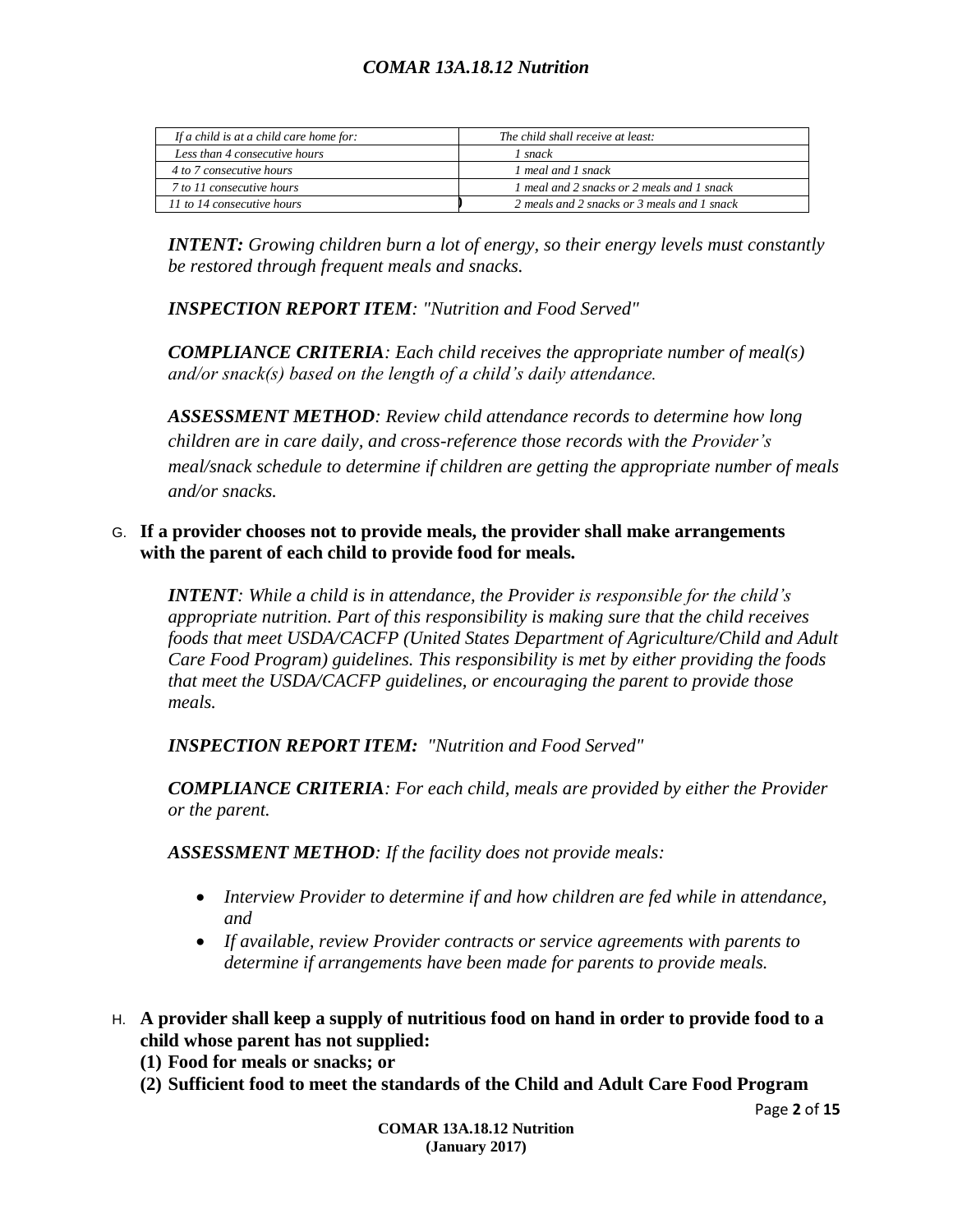| *If a child is at a child care home for:* | *The child shall receive at least:* |
|---|---|
| *Less than 4 consecutive hours* | *1 snack* |
| *4 to 7 consecutive hours* | *1 meal and 1 snack* |
| *7 to 11 consecutive hours* | *1 meal and 2 snacks or 2 meals and 1 snack* |
| *11 to 14 consecutive hours* | *2 meals and 2 snacks or 3 meals and 1 snack* |

***INTENT:*** *Growing children burn a lot of energy, so their energy levels must constantly be restored through frequent meals and snacks.*

***INSPECTION REPORT ITEM****: "Nutrition and Food Served"*

***COMPLIANCE CRITERIA****: Each child receives the appropriate number of meal(s) and/or snack(s) based on the length of a child's daily attendance.*

***ASSESSMENT METHOD****: Review child attendance records to determine how long children are in care daily, and cross-reference those records with the Provider's meal/snack schedule to determine if children are getting the appropriate number of meals and/or snacks.*

G. **If a provider chooses not to provide meals, the provider shall make arrangements with the parent of each child to provide food for meals.**

***INTENT****: While a child is in attendance, the Provider is responsible for the child's appropriate nutrition. Part of this responsibility is making sure that the child receives foods that meet USDA/CACFP (United States Department of Agriculture/Child and Adult Care Food Program) guidelines. This responsibility is met by either providing the foods that meet the USDA/CACFP guidelines, or encouraging the parent to provide those meals.*

***INSPECTION REPORT ITEM:*** *"Nutrition and Food Served"*

***COMPLIANCE CRITERIA****: For each child, meals are provided by either the Provider or the parent.*

***ASSESSMENT METHOD****: If the facility does not provide meals:*

- *Interview Provider to determine if and how children are fed while in attendance, and*
- *If available, review Provider contracts or service agreements with parents to determine if arrangements have been made for parents to provide meals.*

H. **A provider shall keep a supply of nutritious food on hand in order to provide food to a child whose parent has not supplied:**

**(1) Food for meals or snacks; or**

**(2) Sufficient food to meet the standards of the Child and Adult Care Food Program**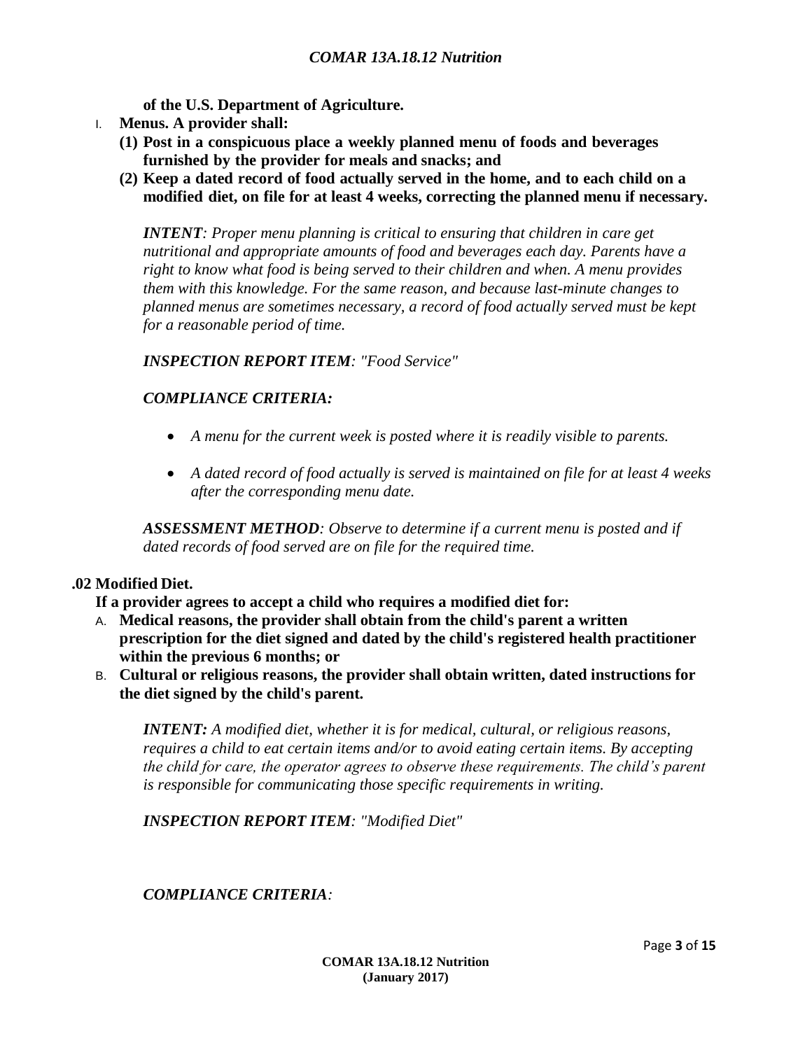**of the U.S. Department of Agriculture.**

I. **Menus. A provider shall:**
   **(1) Post in a conspicuous place a weekly planned menu of foods and beverages furnished by the provider for meals and snacks; and**
   **(2) Keep a dated record of food actually served in the home, and to each child on a modified diet, on file for at least 4 weeks, correcting the planned menu if necessary.**

***INTENT****: Proper menu planning is critical to ensuring that children in care get nutritional and appropriate amounts of food and beverages each day. Parents have a right to know what food is being served to their children and when. A menu provides them with this knowledge. For the same reason, and because last-minute changes to planned menus are sometimes necessary, a record of food actually served must be kept for a reasonable period of time.*

***INSPECTION REPORT ITEM****: "Food Service"*

***COMPLIANCE CRITERIA:***

- *A menu for the current week is posted where it is readily visible to parents.*
- *A dated record of food actually is served is maintained on file for at least 4 weeks after the corresponding menu date.*

***ASSESSMENT METHOD****: Observe to determine if a current menu is posted and if dated records of food served are on file for the required time.*

**.02 Modified Diet.**

**If a provider agrees to accept a child who requires a modified diet for:**

A. **Medical reasons, the provider shall obtain from the child's parent a written prescription for the diet signed and dated by the child's registered health practitioner within the previous 6 months; or**
B. **Cultural or religious reasons, the provider shall obtain written, dated instructions for the diet signed by the child's parent.**

***INTENT:*** *A modified diet, whether it is for medical, cultural, or religious reasons, requires a child to eat certain items and/or to avoid eating certain items. By accepting the child for care, the operator agrees to observe these requirements. The child's parent is responsible for communicating those specific requirements in writing.*

***INSPECTION REPORT ITEM****: "Modified Diet"*

***COMPLIANCE CRITERIA****:*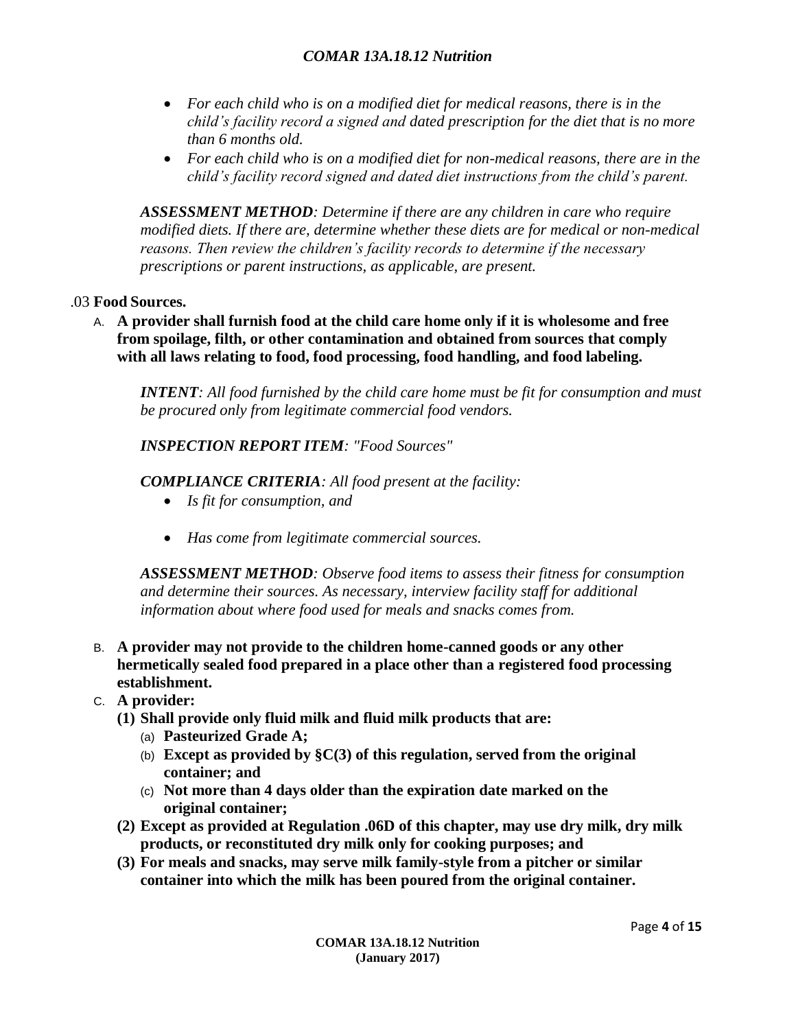- *For each child who is on a modified diet for medical reasons, there is in the child's facility record a signed and dated prescription for the diet that is no more than 6 months old.*
- *For each child who is on a modified diet for non-medical reasons, there are in the child's facility record signed and dated diet instructions from the child's parent.*

***ASSESSMENT METHOD****: Determine if there are any children in care who require modified diets. If there are, determine whether these diets are for medical or non-medical reasons. Then review the children's facility records to determine if the necessary prescriptions or parent instructions, as applicable, are present.*

.03 **Food Sources.**

A. **A provider shall furnish food at the child care home only if it is wholesome and free from spoilage, filth, or other contamination and obtained from sources that comply with all laws relating to food, food processing, food handling, and food labeling.**

***INTENT****: All food furnished by the child care home must be fit for consumption and must be procured only from legitimate commercial food vendors.*

***INSPECTION REPORT ITEM****: "Food Sources"*

***COMPLIANCE CRITERIA****: All food present at the facility:*

- *Is fit for consumption, and*
- *Has come from legitimate commercial sources.*

***ASSESSMENT METHOD****: Observe food items to assess their fitness for consumption and determine their sources. As necessary, interview facility staff for additional information about where food used for meals and snacks comes from.*

B. **A provider may not provide to the children home-canned goods or any other hermetically sealed food prepared in a place other than a registered food processing establishment.**

C. **A provider:**

**(1) Shall provide only fluid milk and fluid milk products that are:**

(a) **Pasteurized Grade A;**

(b) **Except as provided by §C(3) of this regulation, served from the original container; and**

(c) **Not more than 4 days older than the expiration date marked on the original container;**

**(2) Except as provided at Regulation .06D of this chapter, may use dry milk, dry milk products, or reconstituted dry milk only for cooking purposes; and**

**(3) For meals and snacks, may serve milk family-style from a pitcher or similar container into which the milk has been poured from the original container.**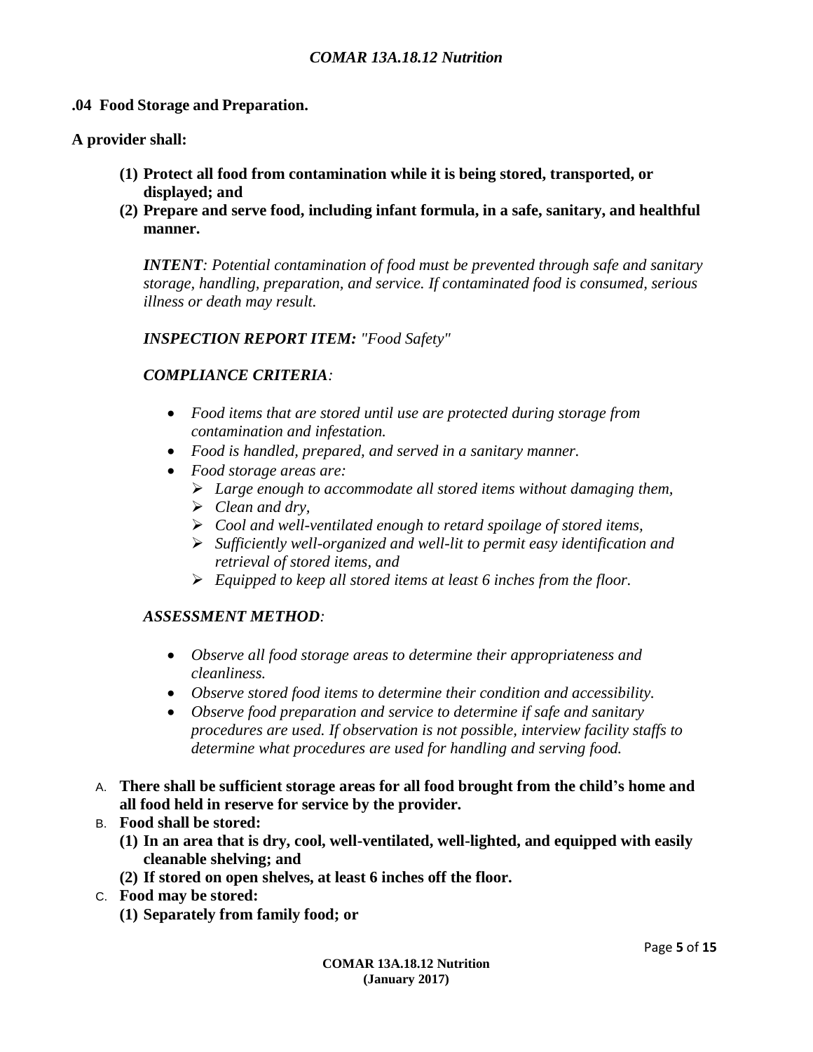**.04 Food Storage and Preparation.**

**A provider shall:**

**(1) Protect all food from contamination while it is being stored, transported, or displayed; and**

**(2) Prepare and serve food, including infant formula, in a safe, sanitary, and healthful manner.**

***INTENT****: Potential contamination of food must be prevented through safe and sanitary storage, handling, preparation, and service. If contaminated food is consumed, serious illness or death may result.*

***INSPECTION REPORT ITEM:*** *"Food Safety"*

***COMPLIANCE CRITERIA****:*

- *Food items that are stored until use are protected during storage from contamination and infestation.*
- *Food is handled, prepared, and served in a sanitary manner.*
- *Food storage areas are:*
  - *Large enough to accommodate all stored items without damaging them,*
  - *Clean and dry,*
  - *Cool and well-ventilated enough to retard spoilage of stored items,*
  - *Sufficiently well-organized and well-lit to permit easy identification and retrieval of stored items, and*
  - *Equipped to keep all stored items at least 6 inches from the floor.*

***ASSESSMENT METHOD****:*

- *Observe all food storage areas to determine their appropriateness and cleanliness.*
- *Observe stored food items to determine their condition and accessibility.*
- *Observe food preparation and service to determine if safe and sanitary procedures are used. If observation is not possible, interview facility staffs to determine what procedures are used for handling and serving food.*

A. **There shall be sufficient storage areas for all food brought from the child's home and all food held in reserve for service by the provider.**

B. **Food shall be stored:**

**(1) In an area that is dry, cool, well-ventilated, well-lighted, and equipped with easily cleanable shelving; and**

**(2) If stored on open shelves, at least 6 inches off the floor.**

C. **Food may be stored:**

**(1) Separately from family food; or**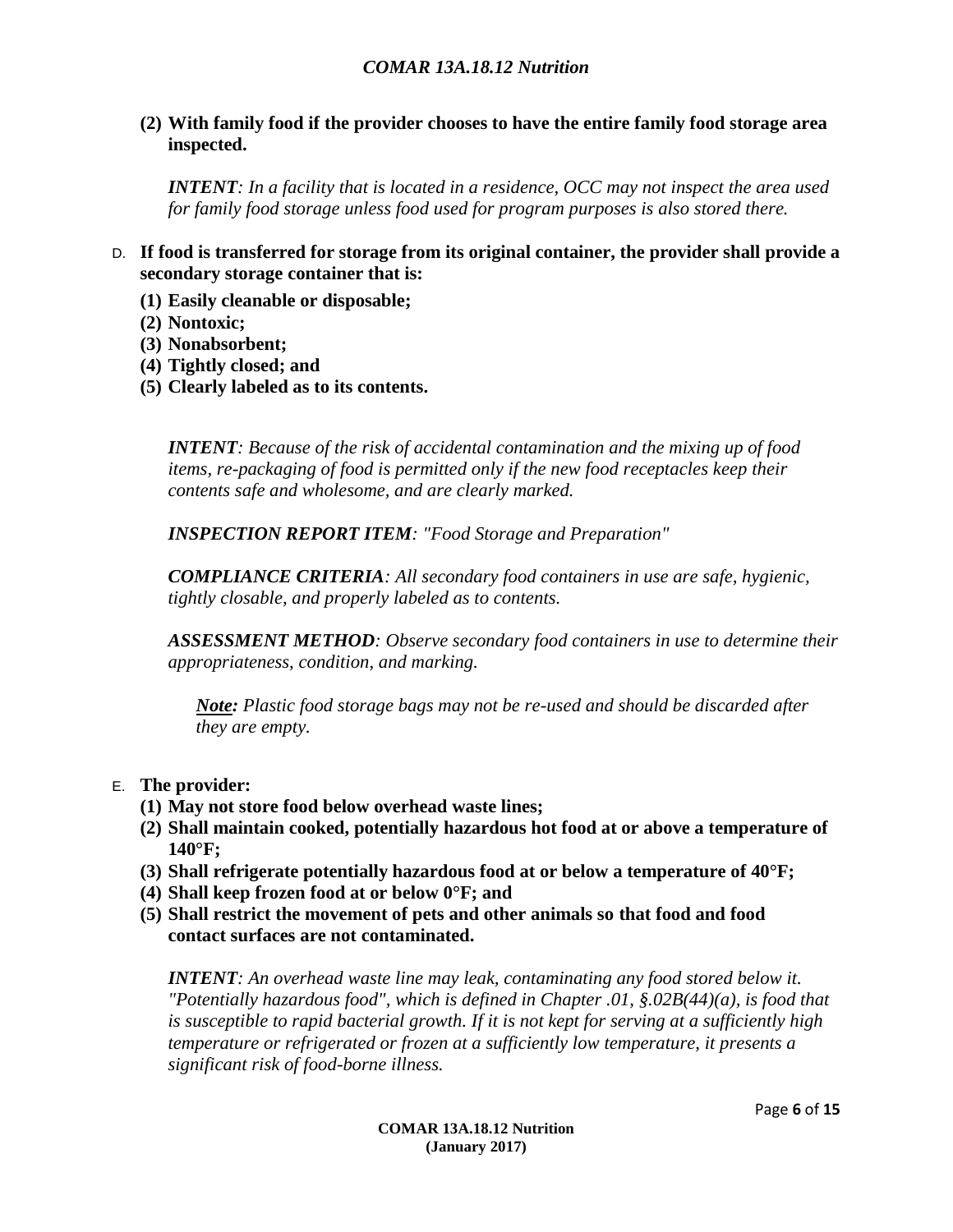**(2) With family food if the provider chooses to have the entire family food storage area inspected.**

***INTENT****: In a facility that is located in a residence, OCC may not inspect the area used for family food storage unless food used for program purposes is also stored there.*

D. **If food is transferred for storage from its original container, the provider shall provide a secondary storage container that is:**

**(1) Easily cleanable or disposable;**
**(2) Nontoxic;**
**(3) Nonabsorbent;**
**(4) Tightly closed; and**
**(5) Clearly labeled as to its contents.**

***INTENT****: Because of the risk of accidental contamination and the mixing up of food items, re-packaging of food is permitted only if the new food receptacles keep their contents safe and wholesome, and are clearly marked.*

***INSPECTION REPORT ITEM****: "Food Storage and Preparation"*

***COMPLIANCE CRITERIA****: All secondary food containers in use are safe, hygienic, tightly closable, and properly labeled as to contents.*

***ASSESSMENT METHOD****: Observe secondary food containers in use to determine their appropriateness, condition, and marking.*

> ***Note:*** *Plastic food storage bags may not be re-used and should be discarded after they are empty.*

E. **The provider:**

**(1) May not store food below overhead waste lines;**
**(2) Shall maintain cooked, potentially hazardous hot food at or above a temperature of 140°F;**
**(3) Shall refrigerate potentially hazardous food at or below a temperature of 40°F;**
**(4) Shall keep frozen food at or below 0°F; and**
**(5) Shall restrict the movement of pets and other animals so that food and food contact surfaces are not contaminated.**

***INTENT****: An overhead waste line may leak, contaminating any food stored below it. "Potentially hazardous food", which is defined in Chapter .01, §.02B(44)(a), is food that is susceptible to rapid bacterial growth. If it is not kept for serving at a sufficiently high temperature or refrigerated or frozen at a sufficiently low temperature, it presents a significant risk of food-borne illness.*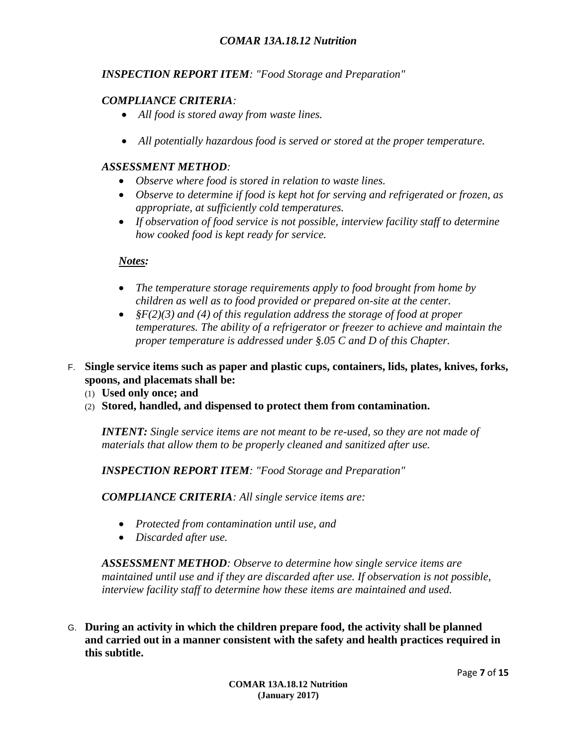*INSPECTION REPORT ITEM: "Food Storage and Preparation"*

*COMPLIANCE CRITERIA:*

- *All food is stored away from waste lines.*
- *All potentially hazardous food is served or stored at the proper temperature.*

*ASSESSMENT METHOD:*

- *Observe where food is stored in relation to waste lines.*
- *Observe to determine if food is kept hot for serving and refrigerated or frozen, as appropriate, at sufficiently cold temperatures.*
- *If observation of food service is not possible, interview facility staff to determine how cooked food is kept ready for service.*

***Notes:***

- *The temperature storage requirements apply to food brought from home by children as well as to food provided or prepared on-site at the center.*
- *§F(2)(3) and (4) of this regulation address the storage of food at proper temperatures. The ability of a refrigerator or freezer to achieve and maintain the proper temperature is addressed under §.05 C and D of this Chapter.*

F. **Single service items such as paper and plastic cups, containers, lids, plates, knives, forks, spoons, and placemats shall be:**

(1) **Used only once; and**

(2) **Stored, handled, and dispensed to protect them from contamination.**

***INTENT:*** *Single service items are not meant to be re-used, so they are not made of materials that allow them to be properly cleaned and sanitized after use.*

*INSPECTION REPORT ITEM: "Food Storage and Preparation"*

*COMPLIANCE CRITERIA: All single service items are:*

- *Protected from contamination until use, and*
- *Discarded after use.*

*ASSESSMENT METHOD: Observe to determine how single service items are maintained until use and if they are discarded after use. If observation is not possible, interview facility staff to determine how these items are maintained and used.*

G. **During an activity in which the children prepare food, the activity shall be planned and carried out in a manner consistent with the safety and health practices required in this subtitle.**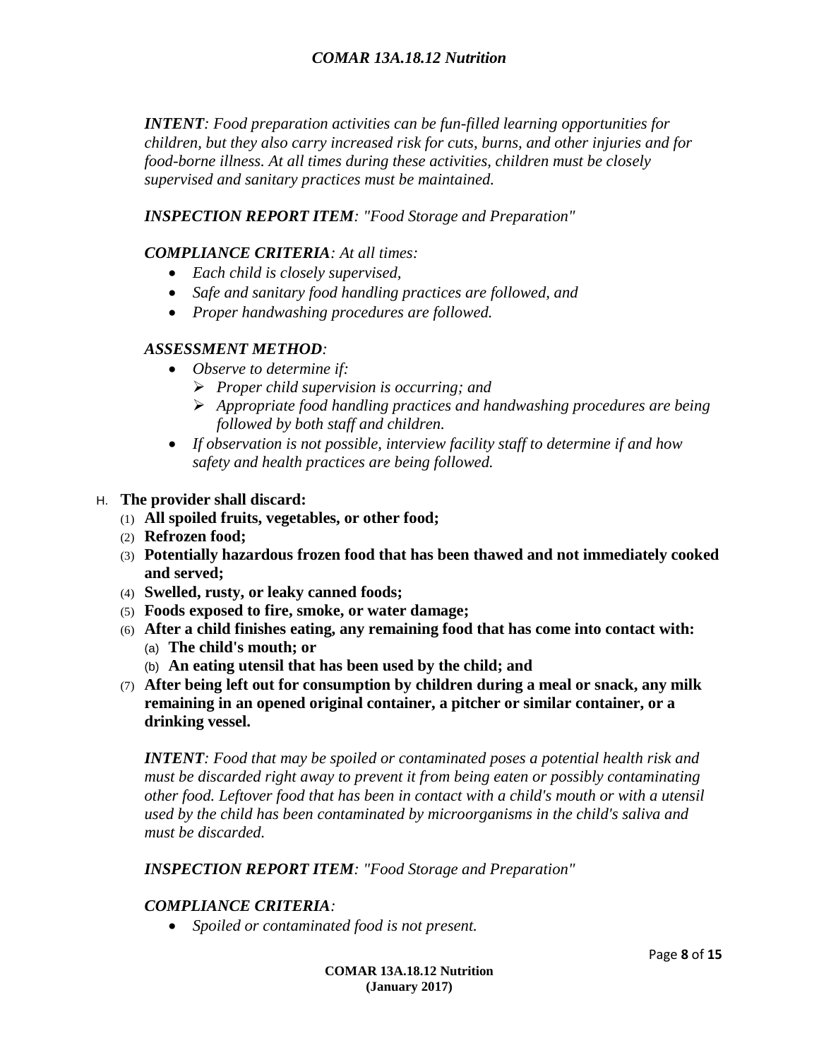*__INTENT__: Food preparation activities can be fun-filled learning opportunities for children, but they also carry increased risk for cuts, burns, and other injuries and for food-borne illness. At all times during these activities, children must be closely supervised and sanitary practices must be maintained.*

*__INSPECTION REPORT ITEM__: "Food Storage and Preparation"*

*__COMPLIANCE CRITERIA__: At all times:*

- *Each child is closely supervised,*
- *Safe and sanitary food handling practices are followed, and*
- *Proper handwashing procedures are followed.*

*__ASSESSMENT METHOD__:*

- *Observe to determine if:*
  - *Proper child supervision is occurring; and*
  - *Appropriate food handling practices and handwashing procedures are being followed by both staff and children.*
- *If observation is not possible, interview facility staff to determine if and how safety and health practices are being followed.*

H. **The provider shall discard:**

(1) **All spoiled fruits, vegetables, or other food;**

(2) **Refrozen food;**

(3) **Potentially hazardous frozen food that has been thawed and not immediately cooked and served;**

(4) **Swelled, rusty, or leaky canned foods;**

(5) **Foods exposed to fire, smoke, or water damage;**

(6) **After a child finishes eating, any remaining food that has come into contact with:**

(a) **The child's mouth; or**

(b) **An eating utensil that has been used by the child; and**

(7) **After being left out for consumption by children during a meal or snack, any milk remaining in an opened original container, a pitcher or similar container, or a drinking vessel.**

*__INTENT__: Food that may be spoiled or contaminated poses a potential health risk and must be discarded right away to prevent it from being eaten or possibly contaminating other food. Leftover food that has been in contact with a child's mouth or with a utensil used by the child has been contaminated by microorganisms in the child's saliva and must be discarded.*

*__INSPECTION REPORT ITEM__: "Food Storage and Preparation"*

*__COMPLIANCE CRITERIA__:*

- *Spoiled or contaminated food is not present.*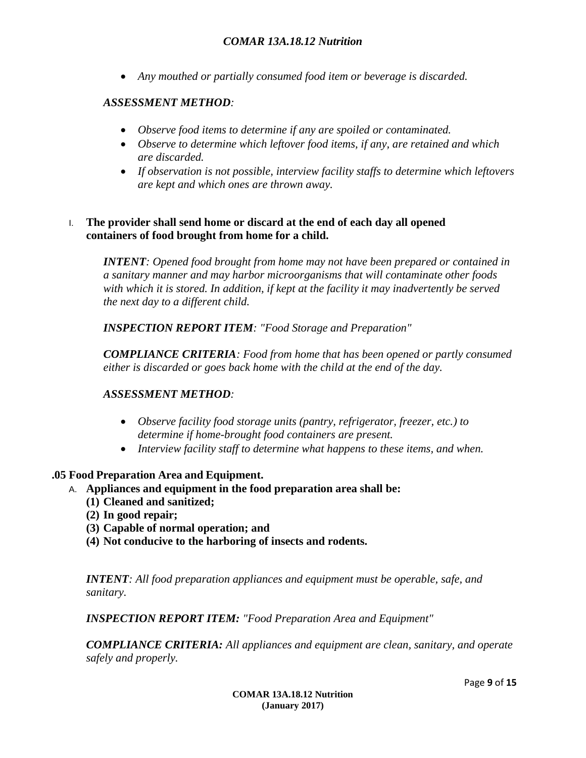- *Any mouthed or partially consumed food item or beverage is discarded.*

*ASSESSMENT METHOD:*

- *Observe food items to determine if any are spoiled or contaminated.*
- *Observe to determine which leftover food items, if any, are retained and which are discarded.*
- *If observation is not possible, interview facility staffs to determine which leftovers are kept and which ones are thrown away.*

I. **The provider shall send home or discard at the end of each day all opened containers of food brought from home for a child.**

***INTENT****: Opened food brought from home may not have been prepared or contained in a sanitary manner and may harbor microorganisms that will contaminate other foods with which it is stored. In addition, if kept at the facility it may inadvertently be served the next day to a different child.*

***INSPECTION REPORT ITEM****: "Food Storage and Preparation"*

***COMPLIANCE CRITERIA****: Food from home that has been opened or partly consumed either is discarded or goes back home with the child at the end of the day.*

***ASSESSMENT METHOD****:*

- *Observe facility food storage units (pantry, refrigerator, freezer, etc.) to determine if home-brought food containers are present.*
- *Interview facility staff to determine what happens to these items, and when.*

**.05 Food Preparation Area and Equipment.**

A. **Appliances and equipment in the food preparation area shall be:**
   **(1) Cleaned and sanitized;**
   **(2) In good repair;**
   **(3) Capable of normal operation; and**
   **(4) Not conducive to the harboring of insects and rodents.**

***INTENT****: All food preparation appliances and equipment must be operable, safe, and sanitary.*

***INSPECTION REPORT ITEM:*** *"Food Preparation Area and Equipment"*

***COMPLIANCE CRITERIA:*** *All appliances and equipment are clean, sanitary, and operate safely and properly.*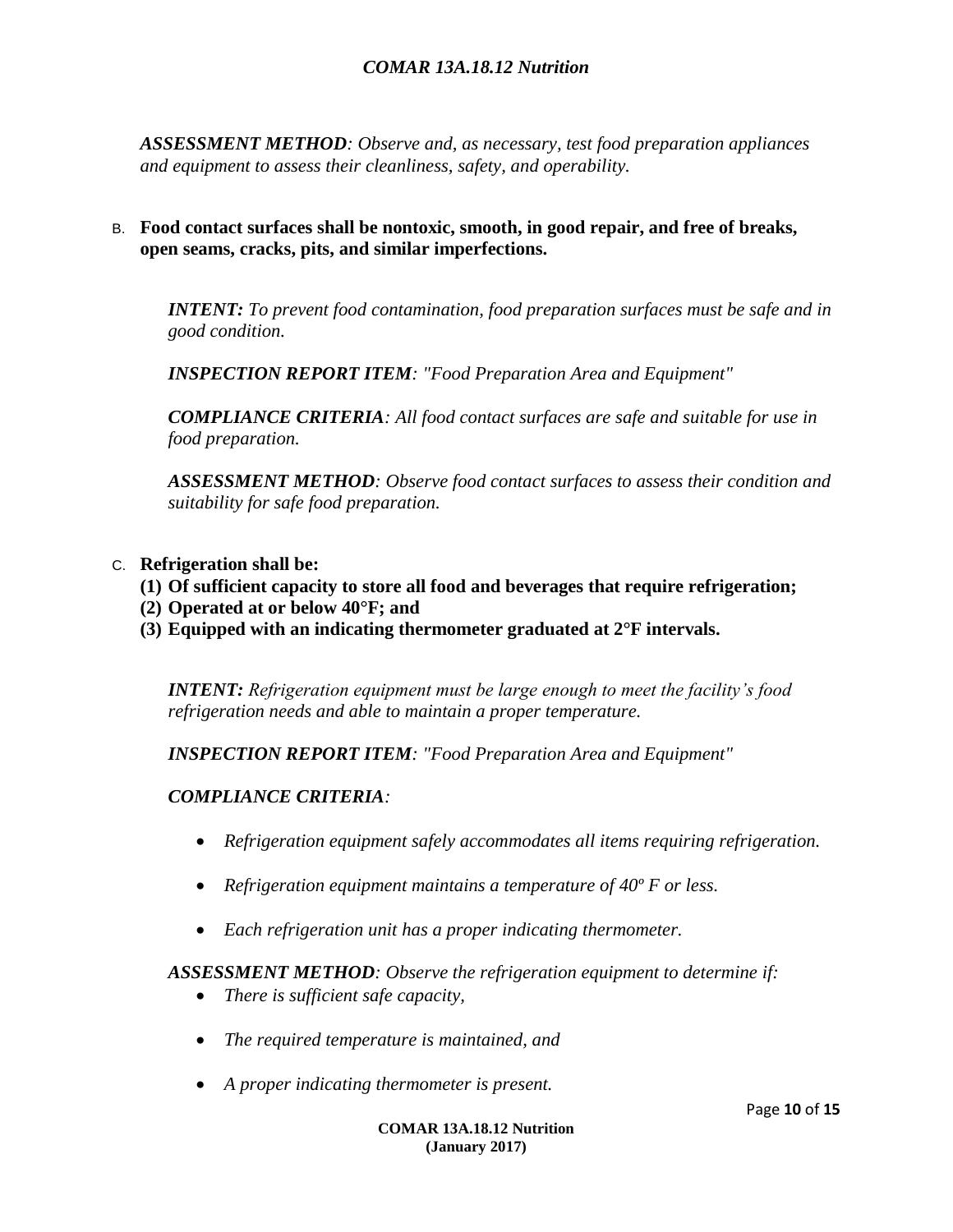*__ASSESSMENT METHOD__: Observe and, as necessary, test food preparation appliances and equipment to assess their cleanliness, safety, and operability.*

B. **Food contact surfaces shall be nontoxic, smooth, in good repair, and free of breaks, open seams, cracks, pits, and similar imperfections.**

*__INTENT:__ To prevent food contamination, food preparation surfaces must be safe and in good condition.*

*__INSPECTION REPORT ITEM__: "Food Preparation Area and Equipment"*

*__COMPLIANCE CRITERIA__: All food contact surfaces are safe and suitable for use in food preparation.*

*__ASSESSMENT METHOD__: Observe food contact surfaces to assess their condition and suitability for safe food preparation.*

C. **Refrigeration shall be:**
   **(1) Of sufficient capacity to store all food and beverages that require refrigeration;**
   **(2) Operated at or below 40°F; and**
   **(3) Equipped with an indicating thermometer graduated at 2°F intervals.**

*__INTENT:__ Refrigeration equipment must be large enough to meet the facility's food refrigeration needs and able to maintain a proper temperature.*

*__INSPECTION REPORT ITEM__: "Food Preparation Area and Equipment"*

*__COMPLIANCE CRITERIA__:*

- *Refrigeration equipment safely accommodates all items requiring refrigeration.*
- *Refrigeration equipment maintains a temperature of 40º F or less.*
- *Each refrigeration unit has a proper indicating thermometer.*

*__ASSESSMENT METHOD__: Observe the refrigeration equipment to determine if:*

- *There is sufficient safe capacity,*
- *The required temperature is maintained, and*
- *A proper indicating thermometer is present.*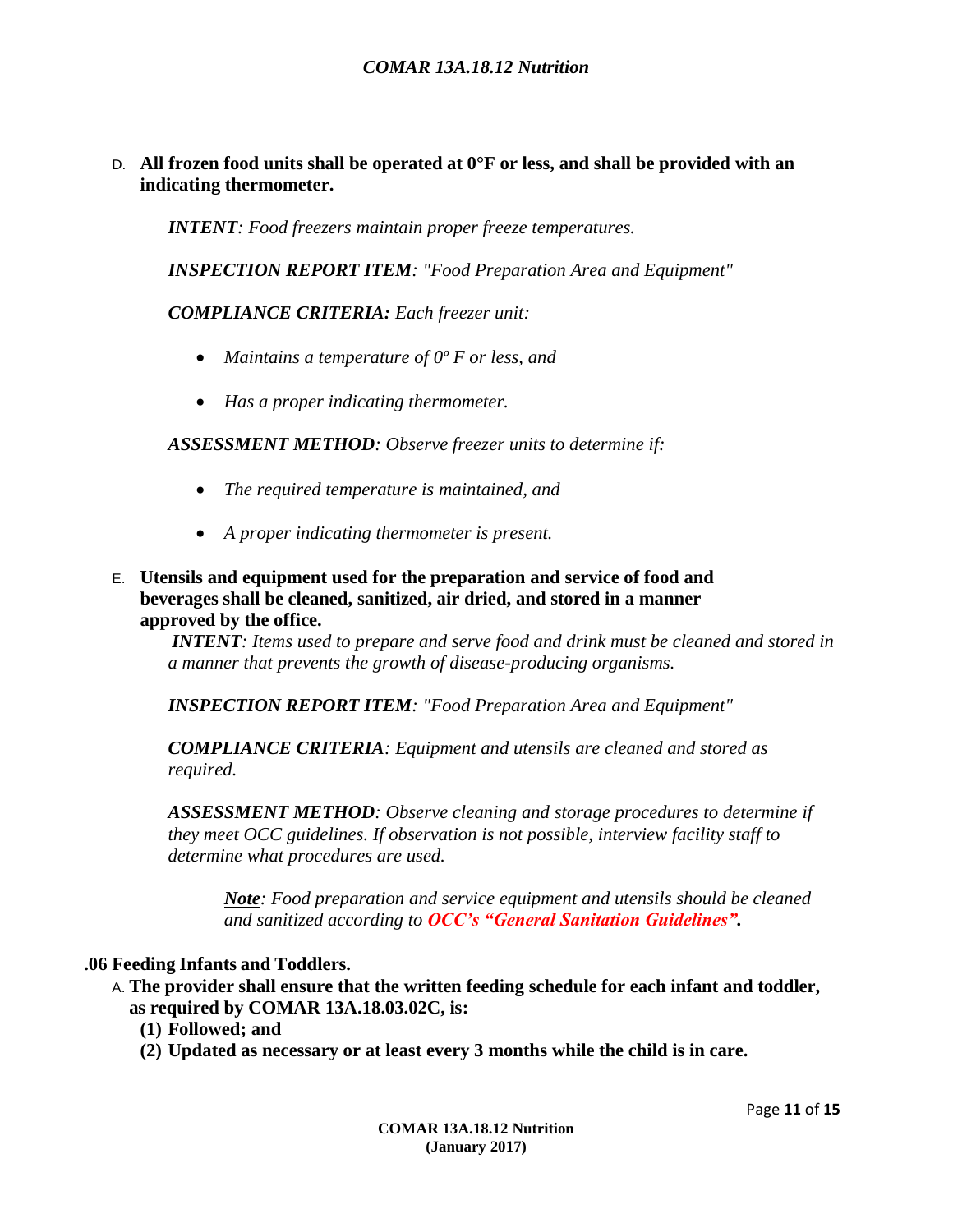D. **All frozen food units shall be operated at 0°F or less, and shall be provided with an indicating thermometer.**

*INTENT: Food freezers maintain proper freeze temperatures.*

***INSPECTION REPORT ITEM**: "Food Preparation Area and Equipment"*

***COMPLIANCE CRITERIA:** Each freezer unit:*

- *Maintains a temperature of 0º F or less, and*
- *Has a proper indicating thermometer.*

***ASSESSMENT METHOD**: Observe freezer units to determine if:*

- *The required temperature is maintained, and*
- *A proper indicating thermometer is present.*

E. **Utensils and equipment used for the preparation and service of food and beverages shall be cleaned, sanitized, air dried, and stored in a manner approved by the office.**

***INTENT**: Items used to prepare and serve food and drink must be cleaned and stored in a manner that prevents the growth of disease-producing organisms.*

***INSPECTION REPORT ITEM**: "Food Preparation Area and Equipment"*

***COMPLIANCE CRITERIA**: Equipment and utensils are cleaned and stored as required.*

***ASSESSMENT METHOD**: Observe cleaning and storage procedures to determine if they meet OCC guidelines. If observation is not possible, interview facility staff to determine what procedures are used.*

> ***Note**: Food preparation and service equipment and utensils should be cleaned and sanitized according to **OCC's "General Sanitation Guidelines".***

**.06 Feeding Infants and Toddlers.**

A. **The provider shall ensure that the written feeding schedule for each infant and toddler, as required by COMAR 13A.18.03.02C, is:**

**(1) Followed; and**

**(2) Updated as necessary or at least every 3 months while the child is in care.**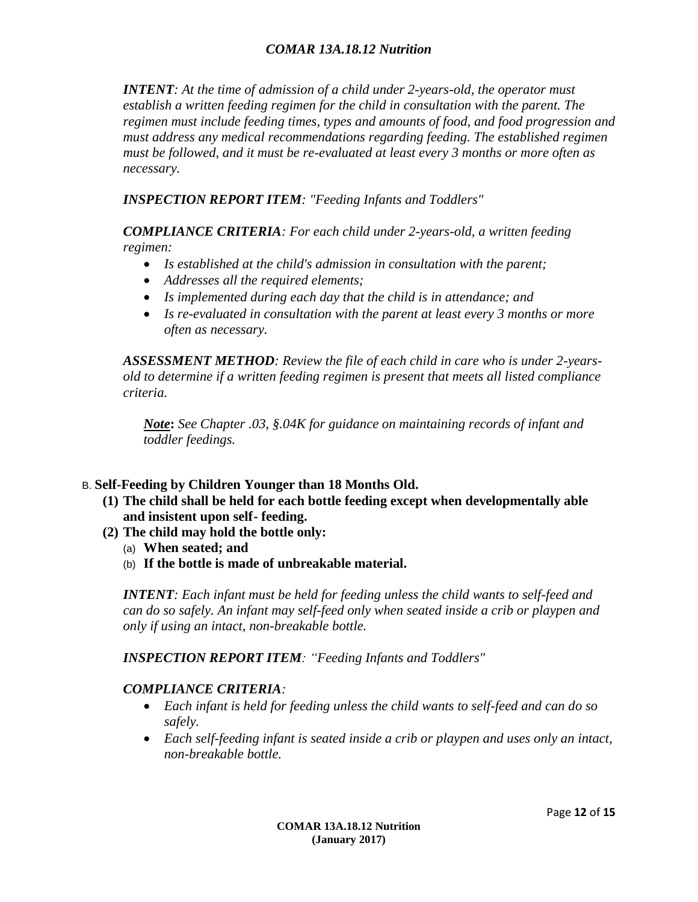*INTENT: At the time of admission of a child under 2-years-old, the operator must establish a written feeding regimen for the child in consultation with the parent. The regimen must include feeding times, types and amounts of food, and food progression and must address any medical recommendations regarding feeding. The established regimen must be followed, and it must be re-evaluated at least every 3 months or more often as necessary.*

***INSPECTION REPORT ITEM**: "Feeding Infants and Toddlers"*

***COMPLIANCE CRITERIA**: For each child under 2-years-old, a written feeding regimen:*

- *Is established at the child's admission in consultation with the parent;*
- *Addresses all the required elements;*
- *Is implemented during each day that the child is in attendance; and*
- *Is re-evaluated in consultation with the parent at least every 3 months or more often as necessary.*

***ASSESSMENT METHOD**: Review the file of each child in care who is under 2-years-old to determine if a written feeding regimen is present that meets all listed compliance criteria.*

***Note**: See Chapter .03, §.04K for guidance on maintaining records of infant and toddler feedings.*

B. **Self-Feeding by Children Younger than 18 Months Old.**

**(1) The child shall be held for each bottle feeding except when developmentally able and insistent upon self- feeding.**

**(2) The child may hold the bottle only:**

(a) **When seated; and**

(b) **If the bottle is made of unbreakable material.**

*INTENT: Each infant must be held for feeding unless the child wants to self-feed and can do so safely. An infant may self-feed only when seated inside a crib or playpen and only if using an intact, non-breakable bottle.*

***INSPECTION REPORT ITEM**: "Feeding Infants and Toddlers"*

***COMPLIANCE CRITERIA**:*

- *Each infant is held for feeding unless the child wants to self-feed and can do so safely.*
- *Each self-feeding infant is seated inside a crib or playpen and uses only an intact, non-breakable bottle.*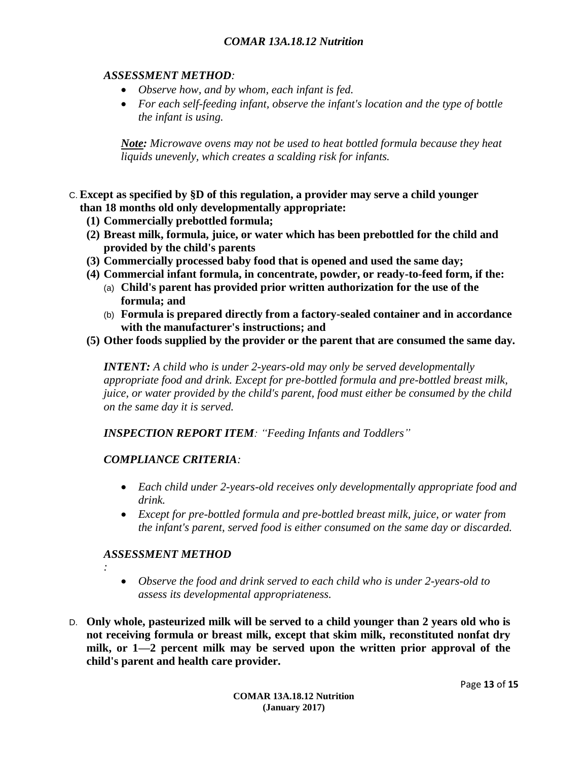*ASSESSMENT METHOD:*

- *Observe how, and by whom, each infant is fed.*
- *For each self-feeding infant, observe the infant's location and the type of bottle the infant is using.*

***Note:*** *Microwave ovens may not be used to heat bottled formula because they heat liquids unevenly, which creates a scalding risk for infants.*

C. **Except as specified by §D of this regulation, a provider may serve a child younger than 18 months old only developmentally appropriate:**

**(1) Commercially prebottled formula;**

**(2) Breast milk, formula, juice, or water which has been prebottled for the child and provided by the child's parents**

**(3) Commercially processed baby food that is opened and used the same day;**

**(4) Commercial infant formula, in concentrate, powder, or ready-to-feed form, if the:**

(a) **Child's parent has provided prior written authorization for the use of the formula; and**

(b) **Formula is prepared directly from a factory-sealed container and in accordance with the manufacturer's instructions; and**

**(5) Other foods supplied by the provider or the parent that are consumed the same day.**

***INTENT:*** *A child who is under 2-years-old may only be served developmentally appropriate food and drink. Except for pre-bottled formula and pre-bottled breast milk, juice, or water provided by the child's parent, food must either be consumed by the child on the same day it is served.*

***INSPECTION REPORT ITEM****: "Feeding Infants and Toddlers"*

***COMPLIANCE CRITERIA****:*

- *Each child under 2-years-old receives only developmentally appropriate food and drink.*
- *Except for pre-bottled formula and pre-bottled breast milk, juice, or water from the infant's parent, served food is either consumed on the same day or discarded.*

***ASSESSMENT METHOD***

*:*

- *Observe the food and drink served to each child who is under 2-years-old to assess its developmental appropriateness.*

D. **Only whole, pasteurized milk will be served to a child younger than 2 years old who is not receiving formula or breast milk, except that skim milk, reconstituted nonfat dry milk, or 1—2 percent milk may be served upon the written prior approval of the child's parent and health care provider.**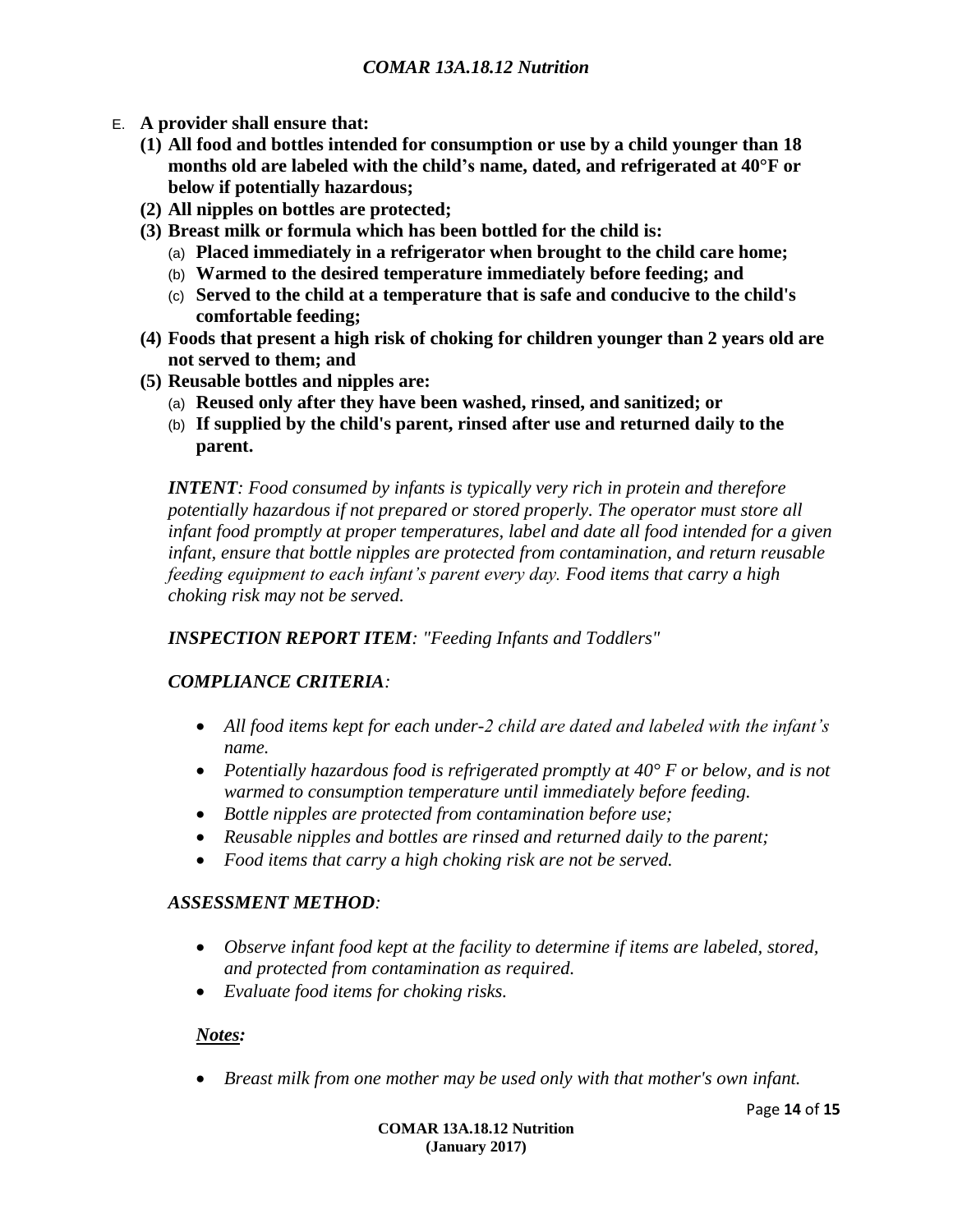E. **A provider shall ensure that:**

**(1) All food and bottles intended for consumption or use by a child younger than 18 months old are labeled with the child's name, dated, and refrigerated at 40°F or below if potentially hazardous;**

**(2) All nipples on bottles are protected;**

**(3) Breast milk or formula which has been bottled for the child is:**

(a) **Placed immediately in a refrigerator when brought to the child care home;**

(b) **Warmed to the desired temperature immediately before feeding; and**

(c) **Served to the child at a temperature that is safe and conducive to the child's comfortable feeding;**

**(4) Foods that present a high risk of choking for children younger than 2 years old are not served to them; and**

**(5) Reusable bottles and nipples are:**

(a) **Reused only after they have been washed, rinsed, and sanitized; or**

(b) **If supplied by the child's parent, rinsed after use and returned daily to the parent.**

***INTENT****: Food consumed by infants is typically very rich in protein and therefore potentially hazardous if not prepared or stored properly. The operator must store all infant food promptly at proper temperatures, label and date all food intended for a given infant, ensure that bottle nipples are protected from contamination, and return reusable feeding equipment to each infant's parent every day. Food items that carry a high choking risk may not be served.*

***INSPECTION REPORT ITEM****: "Feeding Infants and Toddlers"*

***COMPLIANCE CRITERIA****:*

- *All food items kept for each under-2 child are dated and labeled with the infant's name.*
- *Potentially hazardous food is refrigerated promptly at 40° F or below, and is not warmed to consumption temperature until immediately before feeding.*
- *Bottle nipples are protected from contamination before use;*
- *Reusable nipples and bottles are rinsed and returned daily to the parent;*
- *Food items that carry a high choking risk are not be served.*

***ASSESSMENT METHOD****:*

- *Observe infant food kept at the facility to determine if items are labeled, stored, and protected from contamination as required.*
- *Evaluate food items for choking risks.*

***<u>Notes:</u>***

- *Breast milk from one mother may be used only with that mother's own infant.*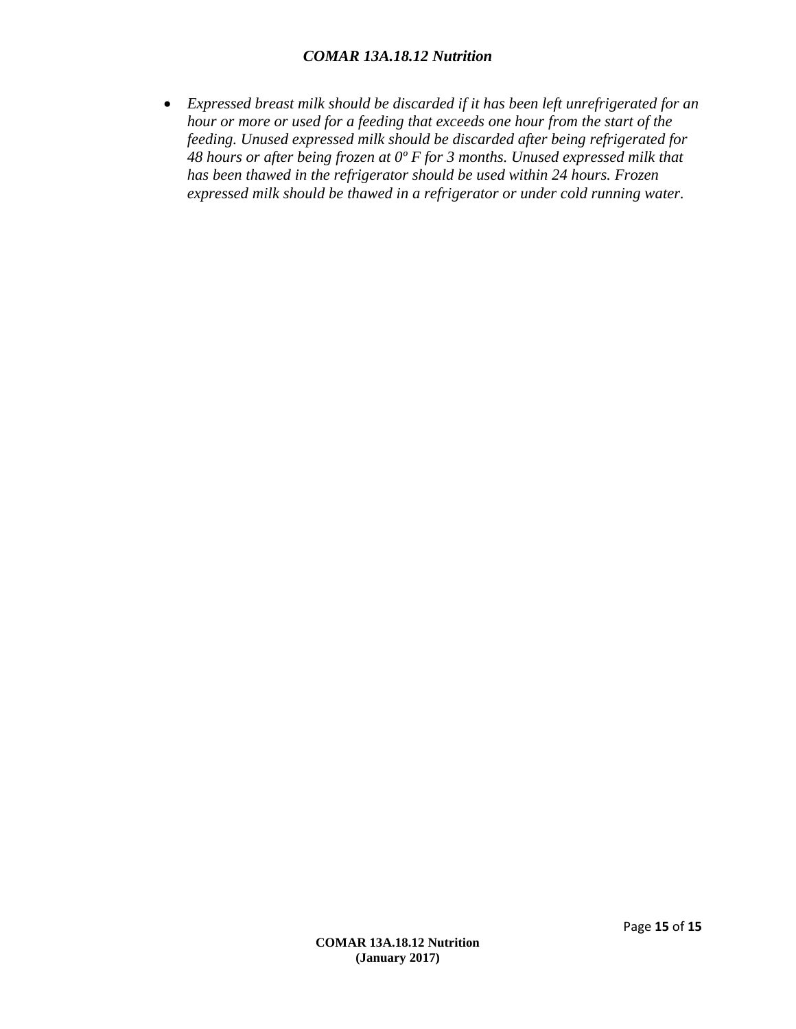- *Expressed breast milk should be discarded if it has been left unrefrigerated for an hour or more or used for a feeding that exceeds one hour from the start of the feeding. Unused expressed milk should be discarded after being refrigerated for 48 hours or after being frozen at 0º F for 3 months. Unused expressed milk that has been thawed in the refrigerator should be used within 24 hours. Frozen expressed milk should be thawed in a refrigerator or under cold running water.*